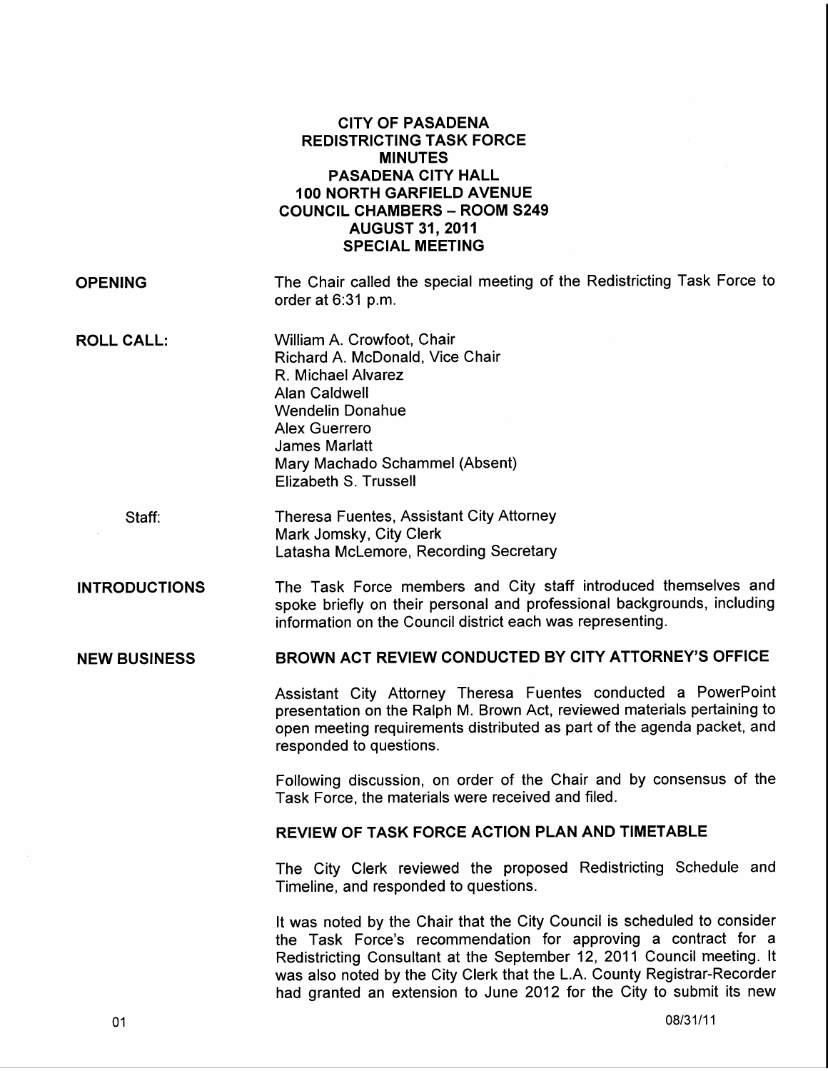# CITY OF PASADENA
## REDISTRICTING TASK FORCE
## MINUTES
### PASADENA CITY HALL
### 100 NORTH GARFIELD AVENUE
### COUNCIL CHAMBERS – ROOM S249
### AUGUST 31, 2011
### SPECIAL MEETING

**OPENING**

The Chair called the special meeting of the Redistricting Task Force to order at 6:31 p.m.

**ROLL CALL:**

William A. Crowfoot, Chair
Richard A. McDonald, Vice Chair
R. Michael Alvarez
Alan Caldwell
Wendelin Donahue
Alex Guerrero
James Marlatt
Mary Machado Schammel (Absent)
Elizabeth S. Trussell

Staff:

Theresa Fuentes, Assistant City Attorney
Mark Jomsky, City Clerk
Latasha McLemore, Recording Secretary

**INTRODUCTIONS**

The Task Force members and City staff introduced themselves and spoke briefly on their personal and professional backgrounds, including information on the Council district each was representing.

**NEW BUSINESS**

**BROWN ACT REVIEW CONDUCTED BY CITY ATTORNEY'S OFFICE**

Assistant City Attorney Theresa Fuentes conducted a PowerPoint presentation on the Ralph M. Brown Act, reviewed materials pertaining to open meeting requirements distributed as part of the agenda packet, and responded to questions.

Following discussion, on order of the Chair and by consensus of the Task Force, the materials were received and filed.

**REVIEW OF TASK FORCE ACTION PLAN AND TIMETABLE**

The City Clerk reviewed the proposed Redistricting Schedule and Timeline, and responded to questions.

It was noted by the Chair that the City Council is scheduled to consider the Task Force's recommendation for approving a contract for a Redistricting Consultant at the September 12, 2011 Council meeting. It was also noted by the City Clerk that the L.A. County Registrar-Recorder had granted an extension to June 2012 for the City to submit its new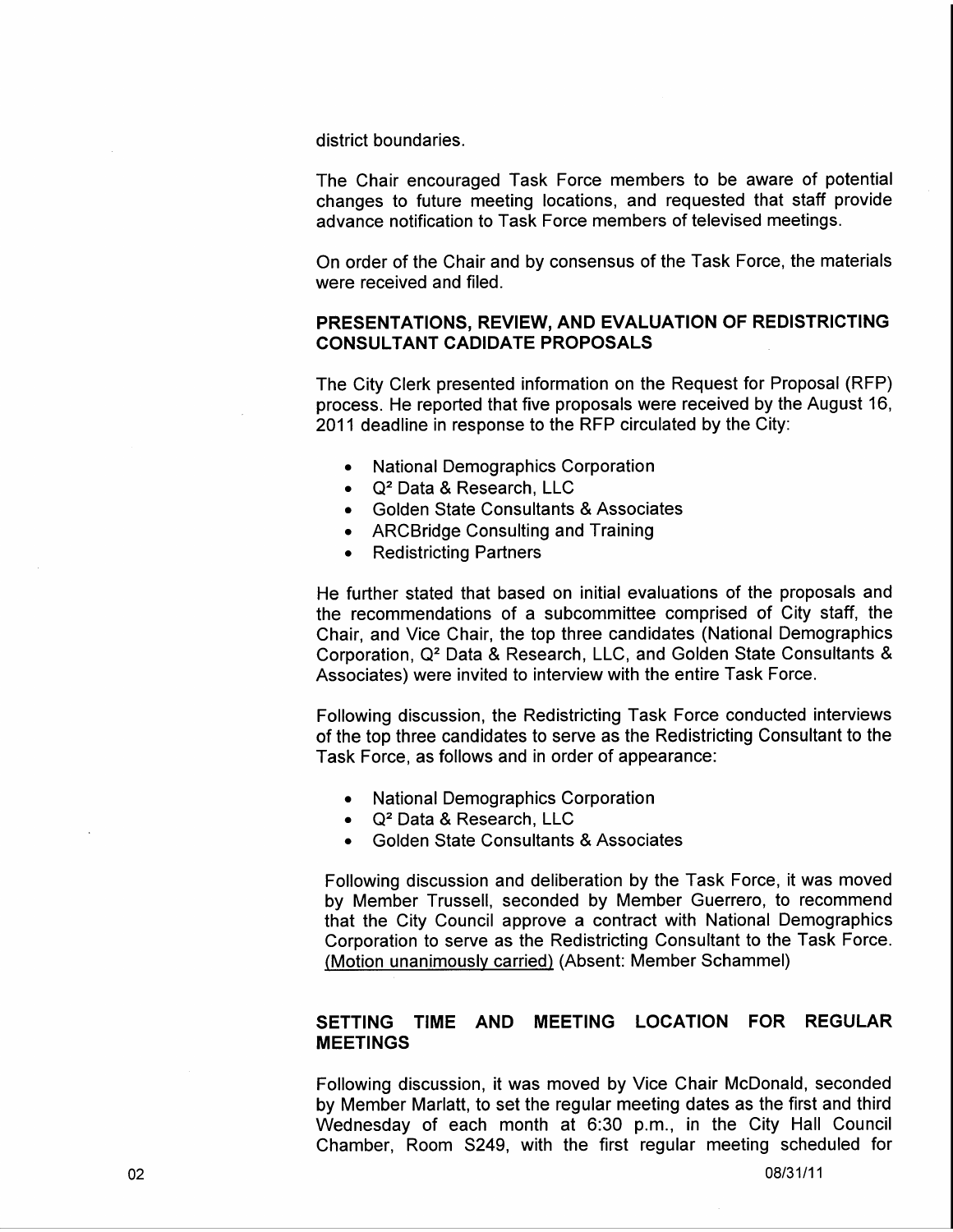district boundaries.

The Chair encouraged Task Force members to be aware of potential changes to future meeting locations, and requested that staff provide advance notification to Task Force members of televised meetings.

On order of the Chair and by consensus of the Task Force, the materials were received and filed.

**PRESENTATIONS, REVIEW, AND EVALUATION OF REDISTRICTING CONSULTANT CADIDATE PROPOSALS**

The City Clerk presented information on the Request for Proposal (RFP) process. He reported that five proposals were received by the August 16, 2011 deadline in response to the RFP circulated by the City:

- National Demographics Corporation
- Q² Data & Research, LLC
- Golden State Consultants & Associates
- ARCBridge Consulting and Training
- Redistricting Partners

He further stated that based on initial evaluations of the proposals and the recommendations of a subcommittee comprised of City staff, the Chair, and Vice Chair, the top three candidates (National Demographics Corporation, Q² Data & Research, LLC, and Golden State Consultants & Associates) were invited to interview with the entire Task Force.

Following discussion, the Redistricting Task Force conducted interviews of the top three candidates to serve as the Redistricting Consultant to the Task Force, as follows and in order of appearance:

- National Demographics Corporation
- Q² Data & Research, LLC
- Golden State Consultants & Associates

Following discussion and deliberation by the Task Force, it was moved by Member Trussell, seconded by Member Guerrero, to recommend that the City Council approve a contract with National Demographics Corporation to serve as the Redistricting Consultant to the Task Force. (Motion unanimously carried) (Absent: Member Schammel)

**SETTING TIME AND MEETING LOCATION FOR REGULAR MEETINGS**

Following discussion, it was moved by Vice Chair McDonald, seconded by Member Marlatt, to set the regular meeting dates as the first and third Wednesday of each month at 6:30 p.m., in the City Hall Council Chamber, Room S249, with the first regular meeting scheduled for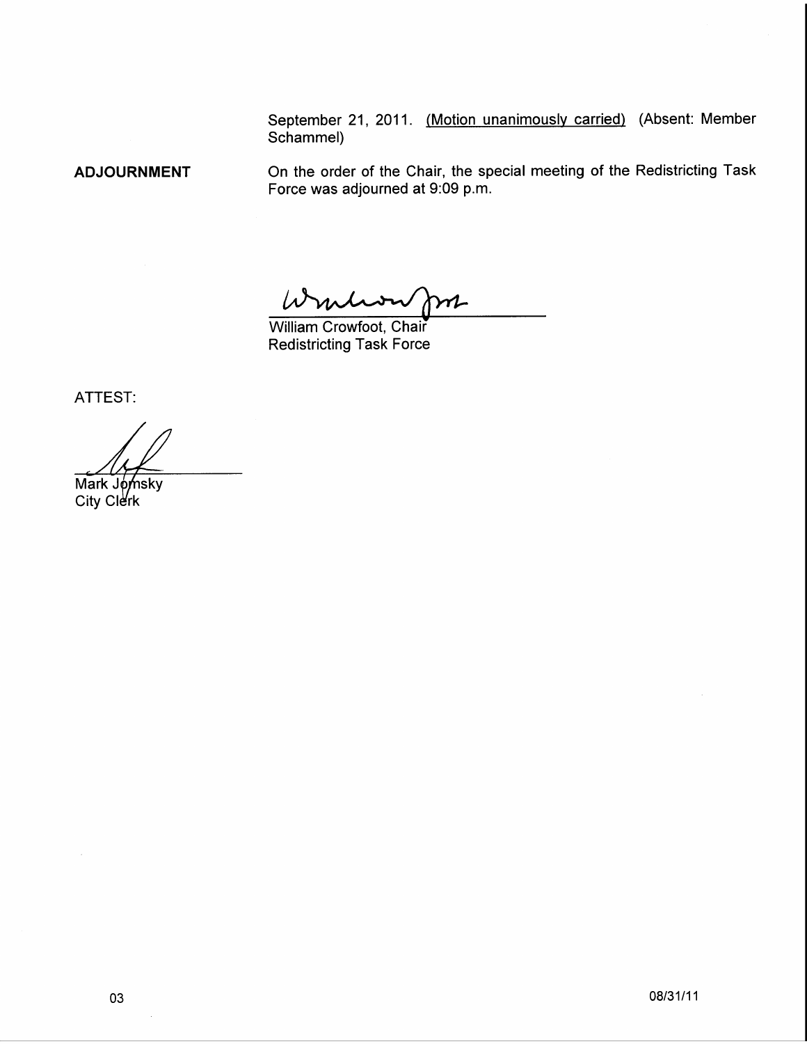September 21, 2011. <u>(Motion unanimously carried)</u> (Absent: Member Schammel)

**ADJOURNMENT**

On the order of the Chair, the special meeting of the Redistricting Task Force was adjourned at 9:09 p.m.

William Crowfoot, Chair
Redistricting Task Force

ATTEST:

Mark Jomsky
City Clerk

03

08/31/11